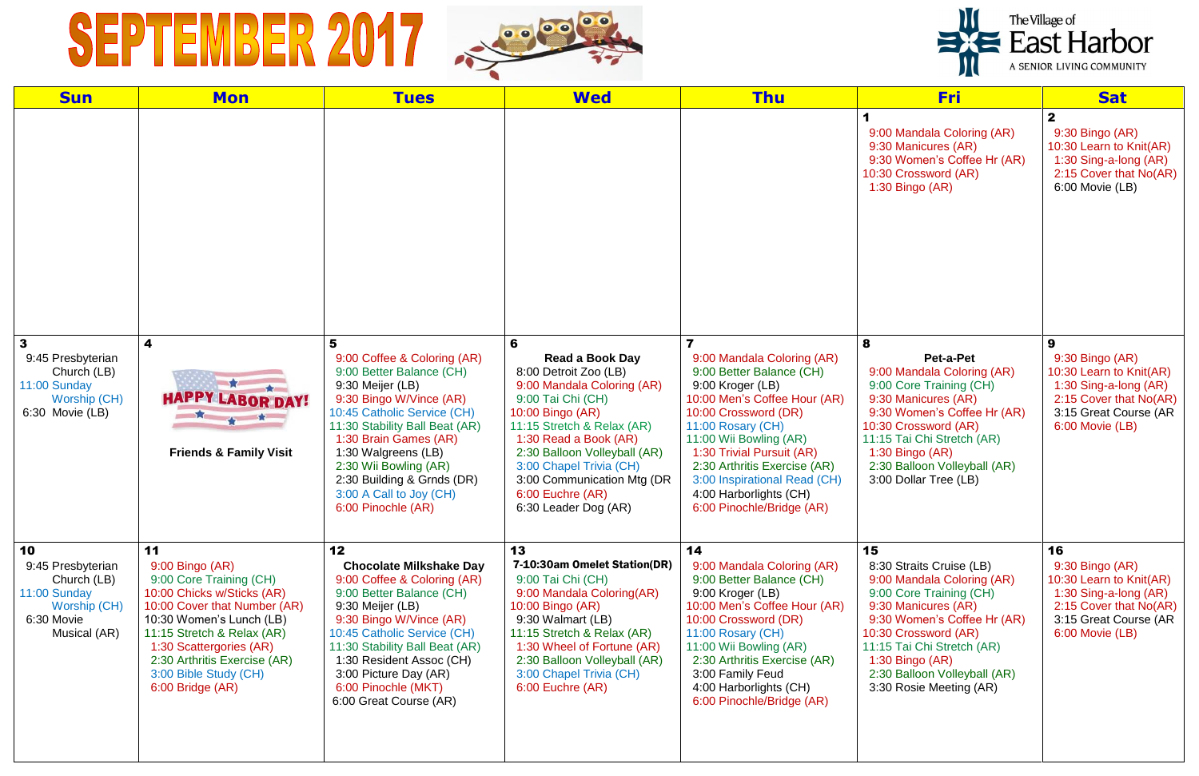# SEPTEMBER 2017

The Village of East Harbor
A SENIOR LIVING COMMUNITY

| Sun | Mon | Tues | Wed | Thu | Fri | Sat |
| --- | --- | --- | --- | --- | --- | --- |
| | | | | | **1**<br>9:00 Mandala Coloring (AR)<br>9:30 Manicures (AR)<br>9:30 Women's Coffee Hr (AR)<br>10:30 Crossword (AR)<br>1:30 Bingo (AR) | **2**<br>9:30 Bingo (AR)<br>10:30 Learn to Knit(AR)<br>1:30 Sing-a-long (AR)<br>2:15 Cover that No(AR)<br>6:00 Movie (LB) |
| **3**<br>9:45 Presbyterian Church (LB)<br>11:00 Sunday Worship (CH)<br>6:30 Movie (LB) | **4**<br>HAPPY LABOR DAY!<br>**Friends & Family Visit** | **5**<br>9:00 Coffee & Coloring (AR)<br>9:00 Better Balance (CH)<br>9:30 Meijer (LB)<br>9:30 Bingo W/Vince (AR)<br>10:45 Catholic Service (CH)<br>11:30 Stability Ball Beat (AR)<br>1:30 Brain Games (AR)<br>1:30 Walgreens (LB)<br>2:30 Wii Bowling (AR)<br>2:30 Building & Grnds (DR)<br>3:00 A Call to Joy (CH)<br>6:00 Pinochle (AR) | **6**<br>**Read a Book Day**<br>8:00 Detroit Zoo (LB)<br>9:00 Mandala Coloring (AR)<br>9:00 Tai Chi (CH)<br>10:00 Bingo (AR)<br>11:15 Stretch & Relax (AR)<br>1:30 Read a Book (AR)<br>2:30 Balloon Volleyball (AR)<br>3:00 Chapel Trivia (CH)<br>3:00 Communication Mtg (DR<br>6:00 Euchre (AR)<br>6:30 Leader Dog (AR) | **7**<br>9:00 Mandala Coloring (AR)<br>9:00 Better Balance (CH)<br>9:00 Kroger (LB)<br>10:00 Men's Coffee Hour (AR)<br>10:00 Crossword (DR)<br>11:00 Rosary (CH)<br>11:00 Wii Bowling (AR)<br>1:30 Trivial Pursuit (AR)<br>2:30 Arthritis Exercise (AR)<br>3:00 Inspirational Read (CH)<br>4:00 Harborlights (CH)<br>6:00 Pinochle/Bridge (AR) | **8**<br>**Pet-a-Pet**<br>9:00 Mandala Coloring (AR)<br>9:00 Core Training (CH)<br>9:30 Manicures (AR)<br>9:30 Women's Coffee Hr (AR)<br>10:30 Crossword (AR)<br>11:15 Tai Chi Stretch (AR)<br>1:30 Bingo (AR)<br>2:30 Balloon Volleyball (AR)<br>3:00 Dollar Tree (LB) | **9**<br>9:30 Bingo (AR)<br>10:30 Learn to Knit(AR)<br>1:30 Sing-a-long (AR)<br>2:15 Cover that No(AR)<br>3:15 Great Course (AR<br>6:00 Movie (LB) |
| **10**<br>9:45 Presbyterian Church (LB)<br>11:00 Sunday Worship (CH)<br>6:30 Movie Musical (AR) | **11**<br>9:00 Bingo (AR)<br>9:00 Core Training (CH)<br>10:00 Chicks w/Sticks (AR)<br>10:00 Cover that Number (AR)<br>10:30 Women's Lunch (LB)<br>11:15 Stretch & Relax (AR)<br>1:30 Scattergories (AR)<br>2:30 Arthritis Exercise (AR)<br>3:00 Bible Study (CH)<br>6:00 Bridge (AR) | **12**<br>**Chocolate Milkshake Day**<br>9:00 Coffee & Coloring (AR)<br>9:00 Better Balance (CH)<br>9:30 Meijer (LB)<br>9:30 Bingo W/Vince (AR)<br>10:45 Catholic Service (CH)<br>11:30 Stability Ball Beat (AR)<br>1:30 Resident Assoc (CH)<br>3:00 Picture Day (AR)<br>6:00 Pinochle (MKT)<br>6:00 Great Course (AR) | **13**<br>**7-10:30am Omelet Station(DR)**<br>9:00 Tai Chi (CH)<br>9:00 Mandala Coloring(AR)<br>10:00 Bingo (AR)<br>9:30 Walmart (LB)<br>11:15 Stretch & Relax (AR)<br>1:30 Wheel of Fortune (AR)<br>2:30 Balloon Volleyball (AR)<br>3:00 Chapel Trivia (CH)<br>6:00 Euchre (AR) | **14**<br>9:00 Mandala Coloring (AR)<br>9:00 Better Balance (CH)<br>9:00 Kroger (LB)<br>10:00 Men's Coffee Hour (AR)<br>10:00 Crossword (DR)<br>11:00 Rosary (CH)<br>11:00 Wii Bowling (AR)<br>2:30 Arthritis Exercise (AR)<br>3:00 Family Feud<br>4:00 Harborlights (CH)<br>6:00 Pinochle/Bridge (AR) | **15**<br>8:30 Straits Cruise (LB)<br>9:00 Mandala Coloring (AR)<br>9:00 Core Training (CH)<br>9:30 Manicures (AR)<br>9:30 Women's Coffee Hr (AR)<br>10:30 Crossword (AR)<br>11:15 Tai Chi Stretch (AR)<br>1:30 Bingo (AR)<br>2:30 Balloon Volleyball (AR)<br>3:30 Rosie Meeting (AR) | **16**<br>9:30 Bingo (AR)<br>10:30 Learn to Knit(AR)<br>1:30 Sing-a-long (AR)<br>2:15 Cover that No(AR)<br>3:15 Great Course (AR<br>6:00 Movie (LB) |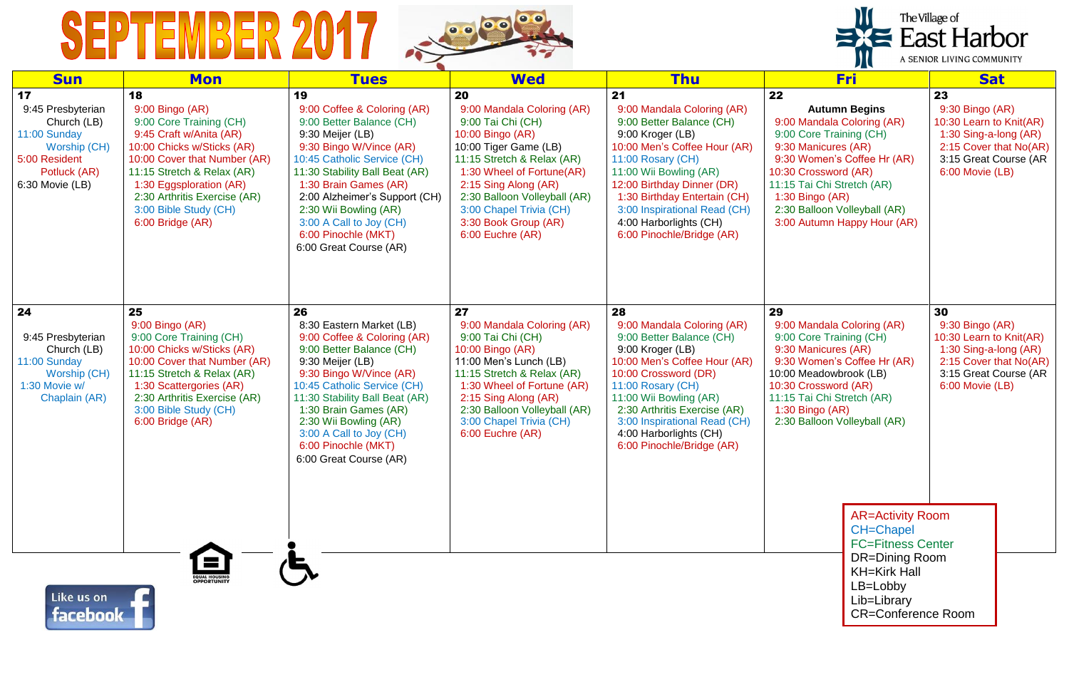# SEPTEMBER 2017

The Village of East Harbor
A SENIOR LIVING COMMUNITY

| Sun | Mon | Tues | Wed | Thu | Fri | Sat |
|---|---|---|---|---|---|---|
| **17**<br>9:45 Presbyterian Church (LB)<br>11:00 Sunday Worship (CH)<br>5:00 Resident Potluck (AR)<br>6:30 Movie (LB) | **18**<br>9:00 Bingo (AR)<br>9:00 Core Training (CH)<br>9:45 Craft w/Anita (AR)<br>10:00 Chicks w/Sticks (AR)<br>10:00 Cover that Number (AR)<br>11:15 Stretch & Relax (AR)<br>1:30 Eggsploration (AR)<br>2:30 Arthritis Exercise (AR)<br>3:00 Bible Study (CH)<br>6:00 Bridge (AR) | **19**<br>9:00 Coffee & Coloring (AR)<br>9:00 Better Balance (CH)<br>9:30 Meijer (LB)<br>9:30 Bingo W/Vince (AR)<br>10:45 Catholic Service (CH)<br>11:30 Stability Ball Beat (AR)<br>1:30 Brain Games (AR)<br>2:00 Alzheimer's Support (CH)<br>2:30 Wii Bowling (AR)<br>3:00 A Call to Joy (CH)<br>6:00 Pinochle (MKT)<br>6:00 Great Course (AR) | **20**<br>9:00 Mandala Coloring (AR)<br>9:00 Tai Chi (CH)<br>10:00 Bingo (AR)<br>10:00 Tiger Game (LB)<br>11:15 Stretch & Relax (AR)<br>1:30 Wheel of Fortune(AR)<br>2:15 Sing Along (AR)<br>2:30 Balloon Volleyball (AR)<br>3:00 Chapel Trivia (CH)<br>3:30 Book Group (AR)<br>6:00 Euchre (AR) | **21**<br>9:00 Mandala Coloring (AR)<br>9:00 Better Balance (CH)<br>9:00 Kroger (LB)<br>10:00 Men's Coffee Hour (AR)<br>11:00 Rosary (CH)<br>11:00 Wii Bowling (AR)<br>12:00 Birthday Dinner (DR)<br>1:30 Birthday Entertain (CH)<br>3:00 Inspirational Read (CH)<br>4:00 Harborlights (CH)<br>6:00 Pinochle/Bridge (AR) | **22**<br>**Autumn Begins**<br>9:00 Mandala Coloring (AR)<br>9:00 Core Training (CH)<br>9:30 Manicures (AR)<br>9:30 Women's Coffee Hr (AR)<br>10:30 Crossword (AR)<br>11:15 Tai Chi Stretch (AR)<br>1:30 Bingo (AR)<br>2:30 Balloon Volleyball (AR)<br>3:00 Autumn Happy Hour (AR) | **23**<br>9:30 Bingo (AR)<br>10:30 Learn to Knit(AR)<br>1:30 Sing-a-long (AR)<br>2:15 Cover that No(AR)<br>3:15 Great Course (AR<br>6:00 Movie (LB) |
| **24**<br>9:45 Presbyterian Church (LB)<br>11:00 Sunday Worship (CH)<br>1:30 Movie w/ Chaplain (AR) | **25**<br>9:00 Bingo (AR)<br>9:00 Core Training (CH)<br>10:00 Chicks w/Sticks (AR)<br>10:00 Cover that Number (AR)<br>11:15 Stretch & Relax (AR)<br>1:30 Scattergories (AR)<br>2:30 Arthritis Exercise (AR)<br>3:00 Bible Study (CH)<br>6:00 Bridge (AR) | **26**<br>8:30 Eastern Market (LB)<br>9:00 Coffee & Coloring (AR)<br>9:00 Better Balance (CH)<br>9:30 Meijer (LB)<br>9:30 Bingo W/Vince (AR)<br>10:45 Catholic Service (CH)<br>11:30 Stability Ball Beat (AR)<br>1:30 Brain Games (AR)<br>2:30 Wii Bowling (AR)<br>3:00 A Call to Joy (CH)<br>6:00 Pinochle (MKT)<br>6:00 Great Course (AR) | **27**<br>9:00 Mandala Coloring (AR)<br>9:00 Tai Chi (CH)<br>10:00 Bingo (AR)<br>11:00 Men's Lunch (LB)<br>11:15 Stretch & Relax (AR)<br>1:30 Wheel of Fortune (AR)<br>2:15 Sing Along (AR)<br>2:30 Balloon Volleyball (AR)<br>3:00 Chapel Trivia (CH)<br>6:00 Euchre (AR) | **28**<br>9:00 Mandala Coloring (AR)<br>9:00 Better Balance (CH)<br>9:00 Kroger (LB)<br>10:00 Men's Coffee Hour (AR)<br>10:00 Crossword (DR)<br>11:00 Rosary (CH)<br>11:00 Wii Bowling (AR)<br>2:30 Arthritis Exercise (AR)<br>3:00 Inspirational Read (CH)<br>4:00 Harborlights (CH)<br>6:00 Pinochle/Bridge (AR) | **29**<br>9:00 Mandala Coloring (AR)<br>9:00 Core Training (CH)<br>9:30 Manicures (AR)<br>9:30 Women's Coffee Hr (AR)<br>10:00 Meadowbrook (LB)<br>10:30 Crossword (AR)<br>11:15 Tai Chi Stretch (AR)<br>1:30 Bingo (AR)<br>2:30 Balloon Volleyball (AR) | **30**<br>9:30 Bingo (AR)<br>10:30 Learn to Knit(AR)<br>1:30 Sing-a-long (AR)<br>2:15 Cover that No(AR)<br>3:15 Great Course (AR<br>6:00 Movie (LB) |

AR=Activity Room
CH=Chapel
FC=Fitness Center
DR=Dining Room
KH=Kirk Hall
LB=Lobby
Lib=Library
CR=Conference Room

EQUAL HOUSING OPPORTUNITY

Like us on facebook